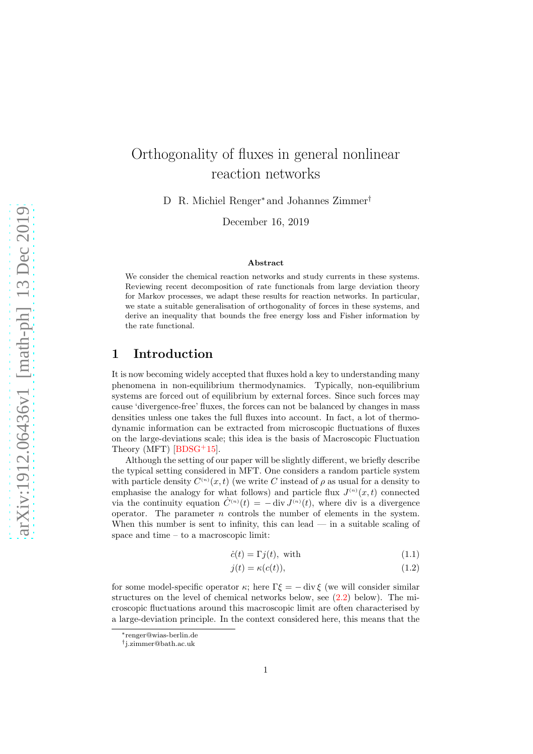// Orthogonality of fluxes in general nonlinear reaction networks

D R. Michiel Renger* and Johannes Zimmer†

December 16, 2019

**Abstract**

We consider the chemical reaction networks and study currents in these systems. Reviewing recent decomposition of rate functionals from large deviation theory for Markov processes, we adapt these results for reaction networks. In particular, we state a suitable generalisation of orthogonality of forces in these systems, and derive an inequality that bounds the free energy loss and Fisher information by the rate functional.

## 1 Introduction

It is now becoming widely accepted that fluxes hold a key to understanding many phenomena in non-equilibrium thermodynamics. Typically, non-equilibrium systems are forced out of equilibrium by external forces. Since such forces may cause 'divergence-free' fluxes, the forces can not be balanced by changes in mass densities unless one takes the full fluxes into account. In fact, a lot of thermodynamic information can be extracted from microscopic fluctuations of fluxes on the large-deviations scale; this idea is the basis of Macroscopic Fluctuation Theory (MFT) [BDSG+15].

Although the setting of our paper will be slightly different, we briefly describe the typical setting considered in MFT. One considers a random particle system with particle density $C^{(n)}(x,t)$ (we write $C$ instead of $\rho$ as usual for a density to emphasise the analogy for what follows) and particle flux $J^{(n)}(x,t)$ connected via the continuity equation $\dot{C}^{(n)}(t) = -\operatorname{div} J^{(n)}(t)$, where div is a divergence operator. The parameter $n$ controls the number of elements in the system. When this number is sent to infinity, this can lead — in a suitable scaling of space and time – to a macroscopic limit:

$$\dot{c}(t) = \Gamma j(t), \text{ with} \tag{1.1}$$

$$j(t) = \kappa(c(t)), \tag{1.2}$$

for some model-specific operator $\kappa$; here $\Gamma\xi = -\operatorname{div}\xi$ (we will consider similar structures on the level of chemical networks below, see (2.2) below). The microscopic fluctuations around this macroscopic limit are often characterised by a large-deviation principle. In the context considered here, this means that the

---

*renger@wias-berlin.de

†j.zimmer@bath.ac.uk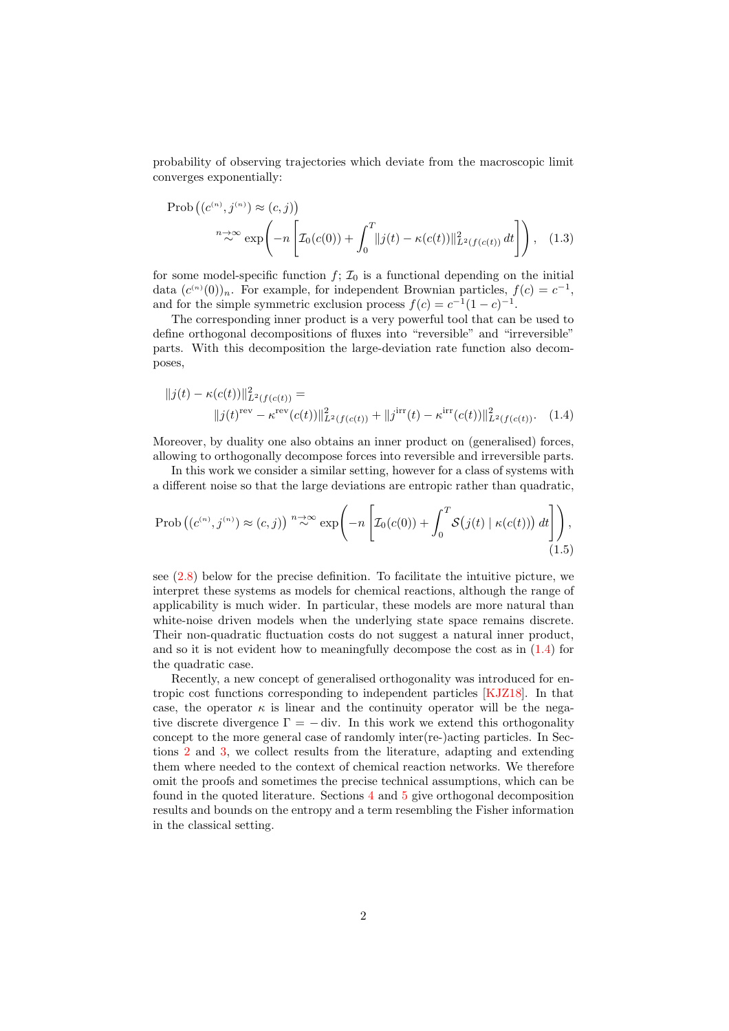probability of observing trajectories which deviate from the macroscopic limit converges exponentially:

$$
\begin{aligned}
&\operatorname{Prob}\big((c^{(n)},j^{(n)})\approx(c,j)\big)\\
&\qquad\overset{n\to\infty}{\sim}\exp\left(-n\left[\mathcal{I}_0(c(0))+\int_0^T\|j(t)-\kappa(c(t))\|^2_{L^2(f(c(t)))}\,dt\right]\right), \quad (1.3)
\end{aligned}
$$

for some model-specific function $f$; $\mathcal{I}_0$ is a functional depending on the initial data $(c^{(n)}(0))_n$. For example, for independent Brownian particles, $f(c)=c^{-1}$, and for the simple symmetric exclusion process $f(c)=c^{-1}(1-c)^{-1}$.

The corresponding inner product is a very powerful tool that can be used to define orthogonal decompositions of fluxes into "reversible" and "irreversible" parts. With this decomposition the large-deviation rate function also decomposes,

$$
\begin{aligned}
&\|j(t)-\kappa(c(t))\|^2_{L^2(f(c(t)))}=\\
&\qquad\|j(t)^{\mathrm{rev}}-\kappa^{\mathrm{rev}}(c(t))\|^2_{L^2(f(c(t)))}+\|j^{\mathrm{irr}}(t)-\kappa^{\mathrm{irr}}(c(t))\|^2_{L^2(f(c(t)))}. \quad (1.4)
\end{aligned}
$$

Moreover, by duality one also obtains an inner product on (generalised) forces, allowing to orthogonally decompose forces into reversible and irreversible parts.

In this work we consider a similar setting, however for a class of systems with a different noise so that the large deviations are entropic rather than quadratic,

$$
\operatorname{Prob}\big((c^{(n)},j^{(n)})\approx(c,j)\big)\overset{n\to\infty}{\sim}\exp\left(-n\left[\mathcal{I}_0(c(0))+\int_0^T\mathcal{S}\big(j(t)\mid\kappa(c(t))\big)\,dt\right]\right), \quad (1.5)
$$

see (2.8) below for the precise definition. To facilitate the intuitive picture, we interpret these systems as models for chemical reactions, although the range of applicability is much wider. In particular, these models are more natural than white-noise driven models when the underlying state space remains discrete. Their non-quadratic fluctuation costs do not suggest a natural inner product, and so it is not evident how to meaningfully decompose the cost as in (1.4) for the quadratic case.

Recently, a new concept of generalised orthogonality was introduced for entropic cost functions corresponding to independent particles [KJZ18]. In that case, the operator $\kappa$ is linear and the continuity operator will be the negative discrete divergence $\Gamma=-\operatorname{div}$. In this work we extend this orthogonality concept to the more general case of randomly inter(re-)acting particles. In Sections 2 and 3, we collect results from the literature, adapting and extending them where needed to the context of chemical reaction networks. We therefore omit the proofs and sometimes the precise technical assumptions, which can be found in the quoted literature. Sections 4 and 5 give orthogonal decomposition results and bounds on the entropy and a term resembling the Fisher information in the classical setting.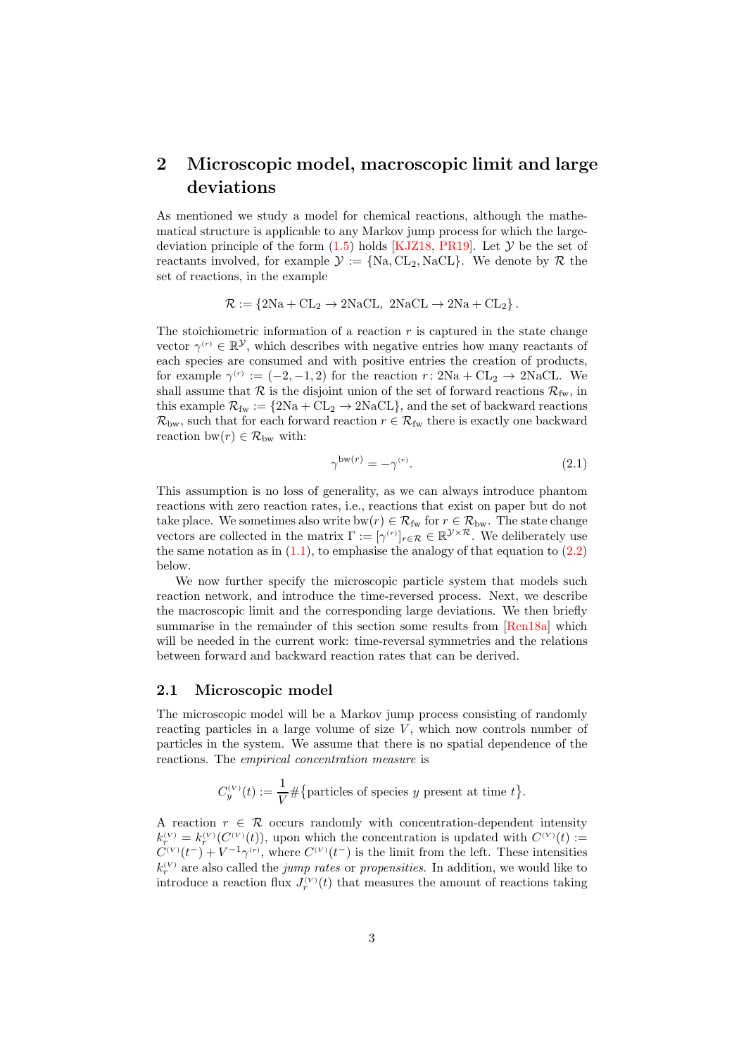## 2 Microscopic model, macroscopic limit and large deviations

As mentioned we study a model for chemical reactions, although the mathematical structure is applicable to any Markov jump process for which the large-deviation principle of the form (1.5) holds [KJZ18, PR19]. Let $\mathcal{Y}$ be the set of reactants involved, for example $\mathcal{Y} := \{\mathrm{Na}, \mathrm{CL}_2, \mathrm{NaCL}\}$. We denote by $\mathcal{R}$ the set of reactions, in the example

$$\mathcal{R} := \{2\mathrm{Na} + \mathrm{CL}_2 \to 2\mathrm{NaCL},\ 2\mathrm{NaCL} \to 2\mathrm{Na} + \mathrm{CL}_2\}.$$

The stoichiometric information of a reaction $r$ is captured in the state change vector $\gamma^{(r)} \in \mathbb{R}^{\mathcal{Y}}$, which describes with negative entries how many reactants of each species are consumed and with positive entries the creation of products, for example $\gamma^{(r)} := (-2, -1, 2)$ for the reaction $r$: $2\mathrm{Na} + \mathrm{CL}_2 \to 2\mathrm{NaCL}$. We shall assume that $\mathcal{R}$ is the disjoint union of the set of forward reactions $\mathcal{R}_{\mathrm{fw}}$, in this example $\mathcal{R}_{\mathrm{fw}} := \{2\mathrm{Na} + \mathrm{CL}_2 \to 2\mathrm{NaCL}\}$, and the set of backward reactions $\mathcal{R}_{\mathrm{bw}}$, such that for each forward reaction $r \in \mathcal{R}_{\mathrm{fw}}$ there is exactly one backward reaction $\mathrm{bw}(r) \in \mathcal{R}_{\mathrm{bw}}$ with:

$$\gamma^{\mathrm{bw}(r)} = -\gamma^{(r)}. \tag{2.1}$$

This assumption is no loss of generality, as we can always introduce phantom reactions with zero reaction rates, i.e., reactions that exist on paper but do not take place. We sometimes also write $\mathrm{bw}(r) \in \mathcal{R}_{\mathrm{fw}}$ for $r \in \mathcal{R}_{\mathrm{bw}}$. The state change vectors are collected in the matrix $\Gamma := [\gamma^{(r)}]_{r\in\mathcal{R}} \in \mathbb{R}^{\mathcal{Y}\times\mathcal{R}}$. We deliberately use the same notation as in (1.1), to emphasise the analogy of that equation to (2.2) below.

We now further specify the microscopic particle system that models such reaction network, and introduce the time-reversed process. Next, we describe the macroscopic limit and the corresponding large deviations. We then briefly summarise in the remainder of this section some results from [Ren18a] which will be needed in the current work: time-reversal symmetries and the relations between forward and backward reaction rates that can be derived.

### 2.1 Microscopic model

The microscopic model will be a Markov jump process consisting of randomly reacting particles in a large volume of size $V$, which now controls number of particles in the system. We assume that there is no spatial dependence of the reactions. The *empirical concentration measure* is

$$C_y^{(V)}(t) := \frac{1}{V}\#\{\text{particles of species } y \text{ present at time } t\}.$$

A reaction $r \in \mathcal{R}$ occurs randomly with concentration-dependent intensity $k_r^{(V)} = k_r^{(V)}(C^{(V)}(t))$, upon which the concentration is updated with $C^{(V)}(t) := C^{(V)}(t^-) + V^{-1}\gamma^{(r)}$, where $C^{(V)}(t^-)$ is the limit from the left. These intensities $k_r^{(V)}$ are also called the *jump rates* or *propensities*. In addition, we would like to introduce a reaction flux $J_r^{(V)}(t)$ that measures the amount of reactions taking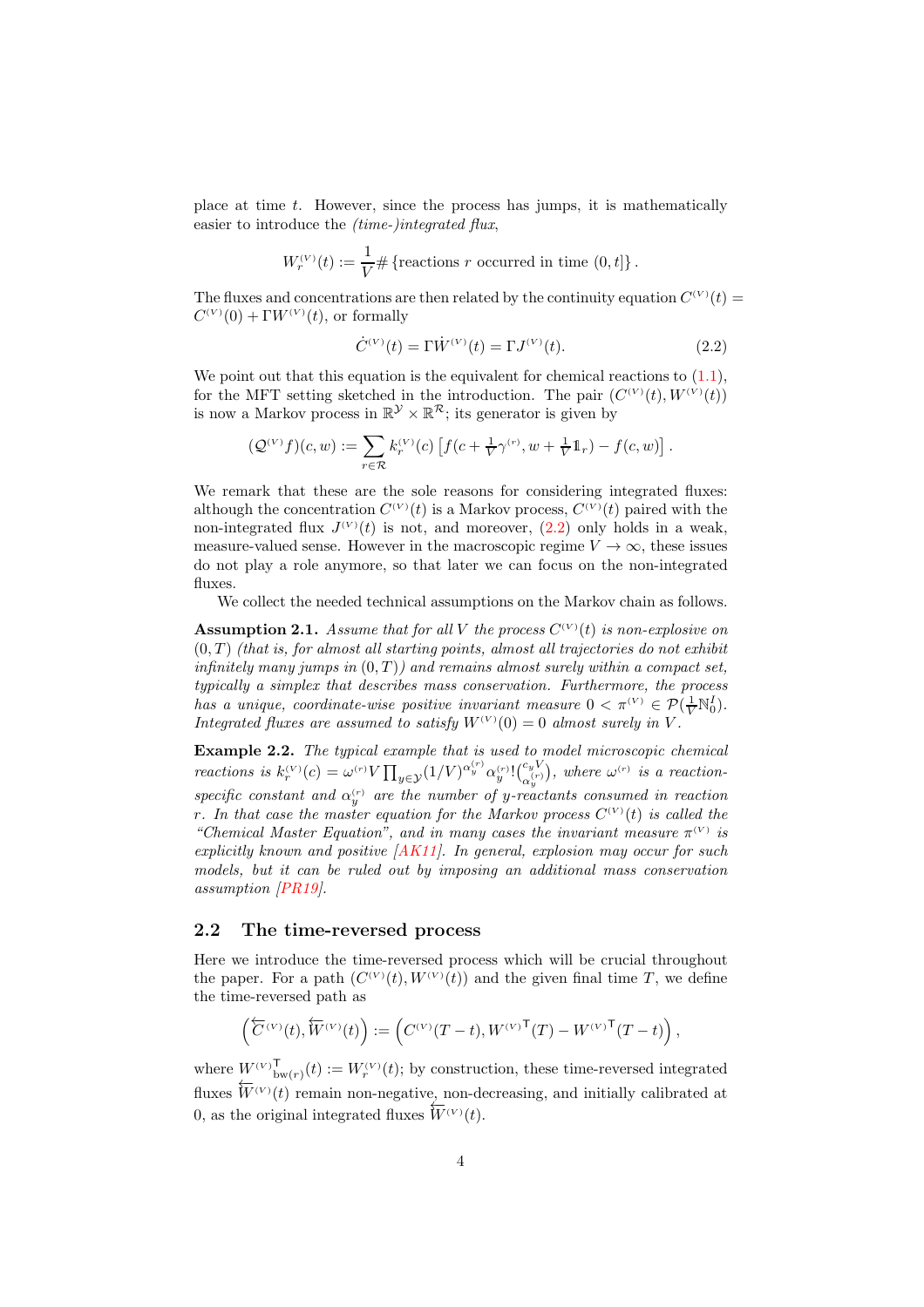place at time $t$. However, since the process has jumps, it is mathematically easier to introduce the *(time-)integrated flux*,

$$W_r^{(V)}(t) := \frac{1}{V}\#\left\{\text{reactions } r \text{ occurred in time } (0,t]\right\}.$$

The fluxes and concentrations are then related by the continuity equation $C^{(V)}(t) = C^{(V)}(0) + \Gamma W^{(V)}(t)$, or formally

$$\dot{C}^{(V)}(t) = \Gamma \dot{W}^{(V)}(t) = \Gamma J^{(V)}(t). \tag{2.2}$$

We point out that this equation is the equivalent for chemical reactions to (1.1), for the MFT setting sketched in the introduction. The pair $(C^{(V)}(t), W^{(V)}(t))$ is now a Markov process in $\mathbb{R}^{\mathcal{Y}} \times \mathbb{R}^{\mathcal{R}}$; its generator is given by

$$(\mathcal{Q}^{(V)} f)(c,w) := \sum_{r\in\mathcal{R}} k_r^{(V)}(c)\left[f(c + \tfrac{1}{V}\gamma^{(r)}, w + \tfrac{1}{V}\mathbb{1}_r) - f(c,w)\right].$$

We remark that these are the sole reasons for considering integrated fluxes: although the concentration $C^{(V)}(t)$ is a Markov process, $C^{(V)}(t)$ paired with the non-integrated flux $J^{(V)}(t)$ is not, and moreover, (2.2) only holds in a weak, measure-valued sense. However in the macroscopic regime $V \to \infty$, these issues do not play a role anymore, so that later we can focus on the non-integrated fluxes.

We collect the needed technical assumptions on the Markov chain as follows.

**Assumption 2.1.** *Assume that for all $V$ the process $C^{(V)}(t)$ is non-explosive on $(0,T)$ (that is, for almost all starting points, almost all trajectories do not exhibit infinitely many jumps in $(0,T)$) and remains almost surely within a compact set, typically a simplex that describes mass conservation. Furthermore, the process has a unique, coordinate-wise positive invariant measure $0 < \pi^{(V)} \in \mathcal{P}(\frac{1}{V}\mathbb{N}_0^I)$. Integrated fluxes are assumed to satisfy $W^{(V)}(0) = 0$ almost surely in $V$.*

**Example 2.2.** *The typical example that is used to model microscopic chemical reactions is $k_r^{(V)}(c) = \omega^{(r)} V \prod_{y\in\mathcal{Y}} (1/V)^{\alpha_y^{(r)}} \alpha_y^{(r)}! \binom{c_y V}{\alpha_y^{(r)}}$, where $\omega^{(r)}$ is a reaction-specific constant and $\alpha_y^{(r)}$ are the number of $y$-reactants consumed in reaction $r$. In that case the master equation for the Markov process $C^{(V)}(t)$ is called the "Chemical Master Equation", and in many cases the invariant measure $\pi^{(V)}$ is explicitly known and positive [AK11]. In general, explosion may occur for such models, but it can be ruled out by imposing an additional mass conservation assumption [PR19].*

## 2.2 The time-reversed process

Here we introduce the time-reversed process which will be crucial throughout the paper. For a path $(C^{(V)}(t), W^{(V)}(t))$ and the given final time $T$, we define the time-reversed path as

$$\left(\overleftarrow{C}^{(V)}(t), \overleftarrow{W}^{(V)}(t)\right) := \left(C^{(V)}(T-t), W^{(V)\mathsf{T}}(T) - W^{(V)\mathsf{T}}(T-t)\right),$$

where $W^{(V)\mathsf{T}}_{\mathrm{bw}(r)}(t) := W_r^{(V)}(t)$; by construction, these time-reversed integrated fluxes $\overleftarrow{W}^{(V)}(t)$ remain non-negative, non-decreasing, and initially calibrated at 0, as the original integrated fluxes $\overleftarrow{W}^{(V)}(t)$.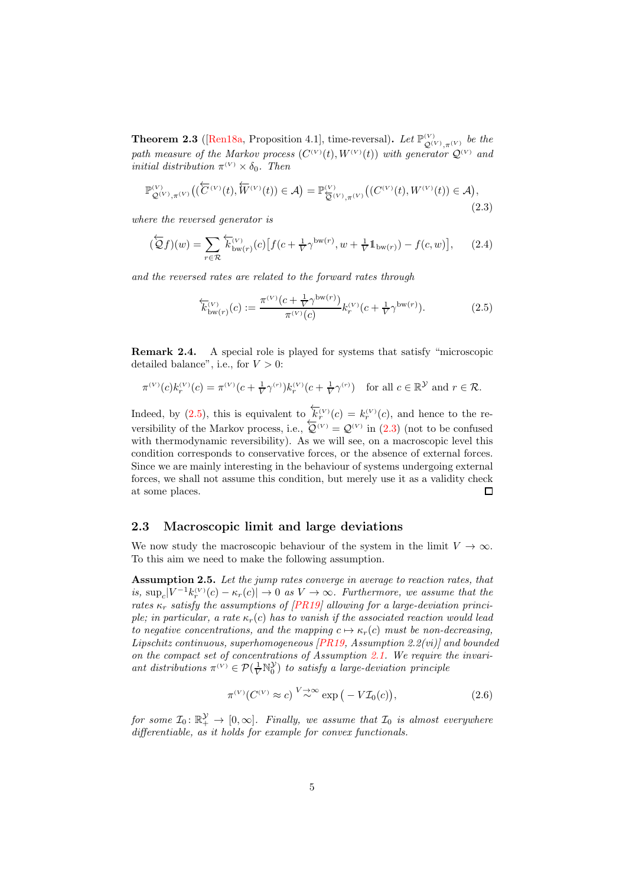**Theorem 2.3** ([Ren18a, Proposition 4.1], time-reversal)**.** *Let $\mathbb{P}^{(V)}_{\mathcal{Q}^{(V)},\pi^{(V)}}$ be the path measure of the Markov process $(C^{(V)}(t), W^{(V)}(t))$ with generator $\mathcal{Q}^{(V)}$ and initial distribution $\pi^{(V)} \times \delta_0$. Then*

$$\mathbb{P}^{(V)}_{\mathcal{Q}^{(V)},\pi^{(V)}}\big((\overleftarrow{C}^{(V)}(t), \overleftarrow{W}^{(V)}(t)) \in \mathcal{A}\big) = \mathbb{P}^{(V)}_{\overleftarrow{\mathcal{Q}}^{(V)},\pi^{(V)}}\big((C^{(V)}(t), W^{(V)}(t)) \in \mathcal{A}\big), \tag{2.3}$$

*where the reversed generator is*

$$(\overleftarrow{\mathcal{Q}} f)(w) = \sum_{r\in\mathcal{R}} \overleftarrow{k}^{(V)}_{\mathrm{bw}(r)}(c)\big[f(c + \tfrac{1}{V}\gamma^{\mathrm{bw}(r)}, w + \tfrac{1}{V}\mathbb{1}_{\mathrm{bw}(r)}) - f(c,w)\big], \tag{2.4}$$

*and the reversed rates are related to the forward rates through*

$$\overleftarrow{k}^{(V)}_{\mathrm{bw}(r)}(c) := \frac{\pi^{(V)}(c + \frac{1}{V}\gamma^{\mathrm{bw}(r)})}{\pi^{(V)}(c)} k^{(V)}_r(c + \tfrac{1}{V}\gamma^{\mathrm{bw}(r)}). \tag{2.5}$$

**Remark 2.4.** A special role is played for systems that satisfy "microscopic detailed balance", i.e., for $V > 0$:

$$\pi^{(V)}(c) k^{(V)}_r(c) = \pi^{(V)}(c + \tfrac{1}{V}\gamma^{(r)}) k^{(V)}_r(c + \tfrac{1}{V}\gamma^{(r)}) \quad \text{for all } c \in \mathbb{R}^{\mathcal{Y}} \text{ and } r \in \mathcal{R}.$$

Indeed, by (2.5), this is equivalent to $\overleftarrow{k}^{(V)}_r(c) = k^{(V)}_r(c)$, and hence to the reversibility of the Markov process, i.e., $\overleftarrow{\mathcal{Q}}^{(V)} = \mathcal{Q}^{(V)}$ in (2.3) (not to be confused with thermodynamic reversibility). As we will see, on a macroscopic level this condition corresponds to conservative forces, or the absence of external forces. Since we are mainly interesting in the behaviour of systems undergoing external forces, we shall not assume this condition, but merely use it as a validity check at some places. □

## 2.3 Macroscopic limit and large deviations

We now study the macroscopic behaviour of the system in the limit $V \to \infty$. To this aim we need to make the following assumption.

**Assumption 2.5.** *Let the jump rates converge in average to reaction rates, that is, $\sup_c |V^{-1}k^{(V)}_r(c) - \kappa_r(c)| \to 0$ as $V \to \infty$. Furthermore, we assume that the rates $\kappa_r$ satisfy the assumptions of [PR19] allowing for a large-deviation principle; in particular, a rate $\kappa_r(c)$ has to vanish if the associated reaction would lead to negative concentrations, and the mapping $c \mapsto \kappa_r(c)$ must be non-decreasing, Lipschitz continuous, superhomogeneous [PR19, Assumption 2.2(vi)] and bounded on the compact set of concentrations of Assumption 2.1. We require the invariant distributions $\pi^{(V)} \in \mathcal{P}(\frac{1}{V}\mathbb{N}_0^{\mathcal{Y}})$ to satisfy a large-deviation principle*

$$\pi^{(V)}(C^{(V)} \approx c) \overset{V\to\infty}{\sim} \exp\big(-V\mathcal{I}_0(c)\big), \tag{2.6}$$

*for some $\mathcal{I}_0 \colon \mathbb{R}_+^{\mathcal{Y}} \to [0,\infty]$. Finally, we assume that $\mathcal{I}_0$ is almost everywhere differentiable, as it holds for example for convex functionals.*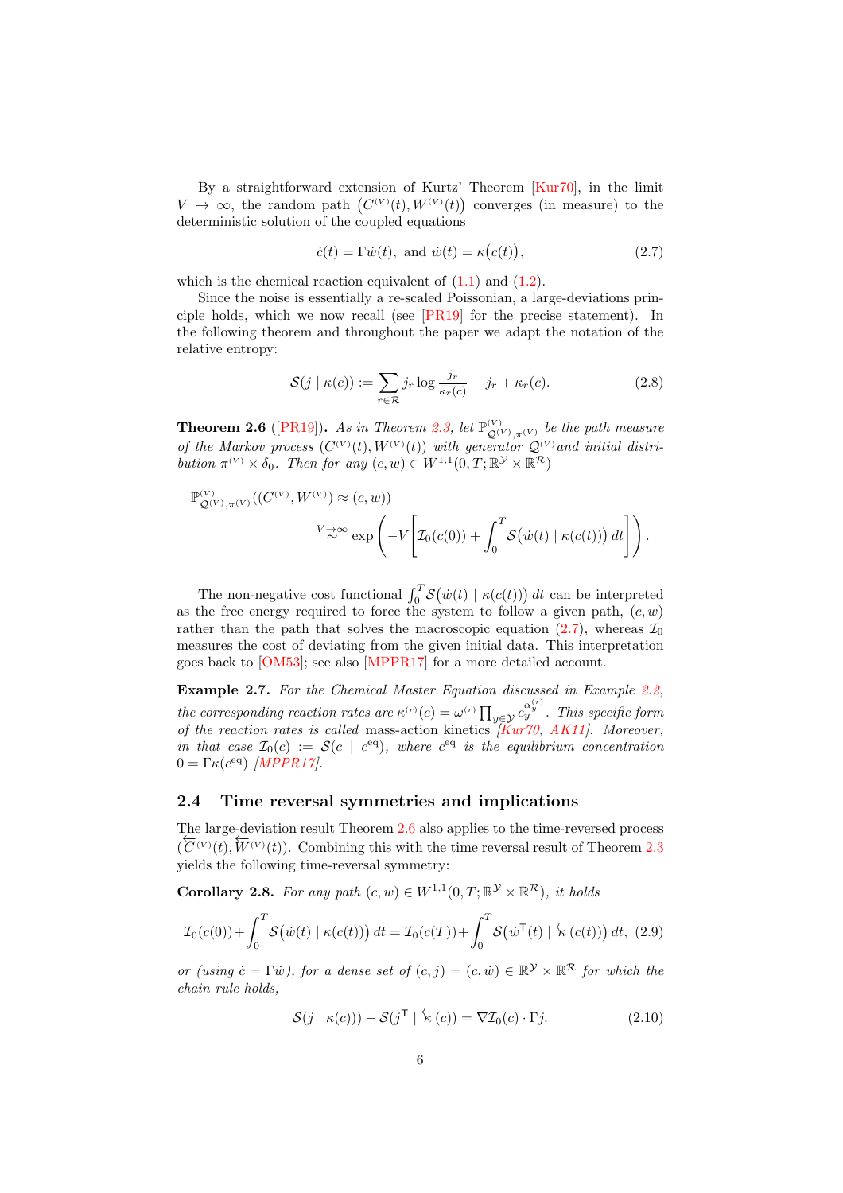By a straightforward extension of Kurtz' Theorem [Kur70], in the limit $V \to \infty$, the random path $\big(C^{(V)}(t), W^{(V)}(t)\big)$ converges (in measure) to the deterministic solution of the coupled equations

$$\dot c(t) = \Gamma \dot w(t), \text{ and } \dot w(t) = \kappa\big(c(t)\big), \tag{2.7}$$

which is the chemical reaction equivalent of (1.1) and (1.2).

Since the noise is essentially a re-scaled Poissonian, a large-deviations principle holds, which we now recall (see [PR19] for the precise statement). In the following theorem and throughout the paper we adapt the notation of the relative entropy:

$$\mathcal{S}(j \mid \kappa(c)) := \sum_{r\in\mathcal{R}} j_r \log\frac{j_r}{\kappa_r(c)} - j_r + \kappa_r(c). \tag{2.8}$$

**Theorem 2.6** ([PR19])**.** *As in Theorem 2.3, let $\mathbb{P}^{(V)}_{\mathcal{Q}^{(V)},\pi^{(V)}}$ be the path measure of the Markov process $(C^{(V)}(t), W^{(V)}(t))$ with generator $\mathcal{Q}^{(V)}$ and initial distribution $\pi^{(V)}\times\delta_0$. Then for any $(c,w)\in W^{1,1}(0,T;\mathbb{R}^{\mathcal{Y}}\times\mathbb{R}^{\mathcal{R}})$*

$$\mathbb{P}^{(V)}_{\mathcal{Q}^{(V)},\pi^{(V)}}((C^{(V)},W^{(V)}) \approx (c,w)) \overset{V\to\infty}{\sim} \exp\left(-V\left[\mathcal{I}_0(c(0)) + \int_0^T \mathcal{S}\big(\dot w(t)\mid\kappa(c(t))\big)\,dt\right]\right).$$

The non-negative cost functional $\int_0^T \mathcal{S}\big(\dot w(t)\mid\kappa(c(t))\big)\,dt$ can be interpreted as the free energy required to force the system to follow a given path, $(c,w)$ rather than the path that solves the macroscopic equation (2.7), whereas $\mathcal{I}_0$ measures the cost of deviating from the given initial data. This interpretation goes back to [OM53]; see also [MPPR17] for a more detailed account.

**Example 2.7.** *For the Chemical Master Equation discussed in Example 2.2, the corresponding reaction rates are $\kappa^{(r)}(c) = \omega^{(r)}\prod_{y\in\mathcal{Y}} c_y^{\alpha_y^{(r)}}$. This specific form of the reaction rates is called* mass-action kinetics *[Kur70, AK11]. Moreover, in that case $\mathcal{I}_0(c) := \mathcal{S}(c \mid c^{\mathrm{eq}})$, where $c^{\mathrm{eq}}$ is the equilibrium concentration $0 = \Gamma\kappa(c^{\mathrm{eq}})$ [MPPR17].*

## 2.4 Time reversal symmetries and implications

The large-deviation result Theorem 2.6 also applies to the time-reversed process $(\overleftarrow{C}^{(V)}(t), \overleftarrow{W}^{(V)}(t))$. Combining this with the time reversal result of Theorem 2.3 yields the following time-reversal symmetry:

**Corollary 2.8.** *For any path $(c,w)\in W^{1,1}(0,T;\mathbb{R}^{\mathcal{Y}}\times\mathbb{R}^{\mathcal{R}})$, it holds*

$$\mathcal{I}_0(c(0)) + \int_0^T \mathcal{S}\big(\dot w(t)\mid\kappa(c(t))\big)\,dt = \mathcal{I}_0(c(T)) + \int_0^T \mathcal{S}\big(\dot w^{\mathsf{T}}(t)\mid\overleftarrow{\kappa}(c(t))\big)\,dt, \tag{2.9}$$

*or (using $\dot c = \Gamma\dot w$), for a dense set of $(c,j) = (c,\dot w)\in\mathbb{R}^{\mathcal{Y}}\times\mathbb{R}^{\mathcal{R}}$ for which the chain rule holds,*

$$\mathcal{S}(j\mid\kappa(c)) - \mathcal{S}(j^{\mathsf{T}}\mid\overleftarrow{\kappa}(c)) = \nabla\mathcal{I}_0(c)\cdot\Gamma j. \tag{2.10}$$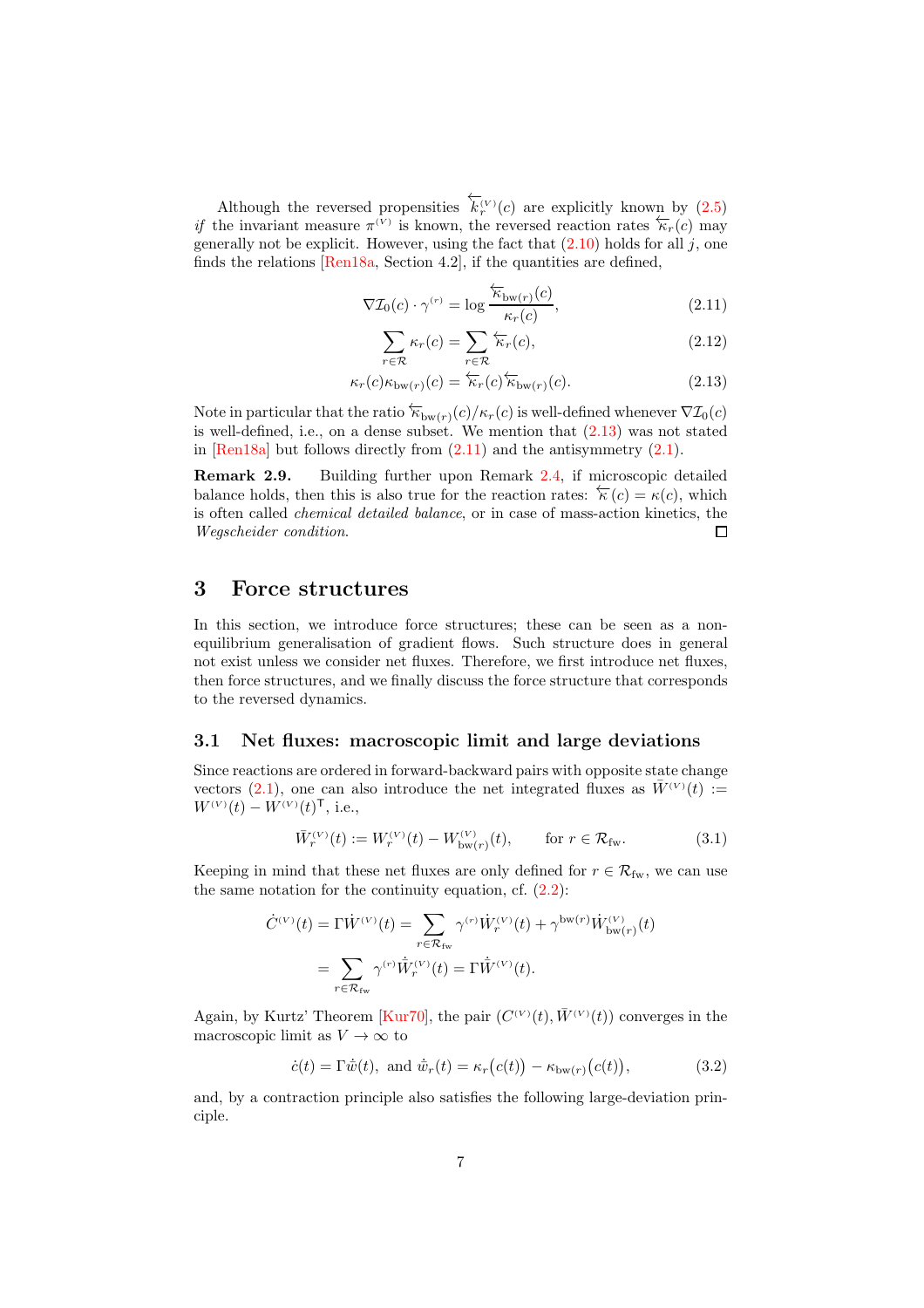Although the reversed propensities $\overleftarrow{k}^{(V)}_r(c)$ are explicitly known by (2.5) *if* the invariant measure $\pi^{(V)}$ is known, the reversed reaction rates $\overleftarrow{\kappa}_r(c)$ may generally not be explicit. However, using the fact that (2.10) holds for all $j$, one finds the relations [Ren18a, Section 4.2], if the quantities are defined,

$$\nabla\mathcal{I}_0(c)\cdot\gamma^{(r)} = \log\frac{\overleftarrow{\kappa}_{\mathrm{bw}(r)}(c)}{\kappa_r(c)}, \tag{2.11}$$

$$\sum_{r\in\mathcal{R}}\kappa_r(c) = \sum_{r\in\mathcal{R}}\overleftarrow{\kappa}_r(c), \tag{2.12}$$

$$\kappa_r(c)\kappa_{\mathrm{bw}(r)}(c) = \overleftarrow{\kappa}_r(c)\overleftarrow{\kappa}_{\mathrm{bw}(r)}(c). \tag{2.13}$$

Note in particular that the ratio $\overleftarrow{\kappa}_{\mathrm{bw}(r)}(c)/\kappa_r(c)$ is well-defined whenever $\nabla\mathcal{I}_0(c)$ is well-defined, i.e., on a dense subset. We mention that (2.13) was not stated in [Ren18a] but follows directly from (2.11) and the antisymmetry (2.1).

**Remark 2.9.** Building further upon Remark 2.4, if microscopic detailed balance holds, then this is also true for the reaction rates: $\overleftarrow{\kappa}(c) = \kappa(c)$, which is often called *chemical detailed balance*, or in case of mass-action kinetics, the *Wegscheider condition*. □

# 3 Force structures

In this section, we introduce force structures; these can be seen as a non-equilibrium generalisation of gradient flows. Such structure does in general not exist unless we consider net fluxes. Therefore, we first introduce net fluxes, then force structures, and we finally discuss the force structure that corresponds to the reversed dynamics.

## 3.1 Net fluxes: macroscopic limit and large deviations

Since reactions are ordered in forward-backward pairs with opposite state change vectors (2.1), one can also introduce the net integrated fluxes as $\bar{W}^{(V)}(t) := W^{(V)}(t) - W^{(V)}(t)^\mathsf{T}$, i.e.,

$$\bar{W}^{(V)}_r(t) := W^{(V)}_r(t) - W^{(V)}_{\mathrm{bw}(r)}(t), \qquad \text{for } r\in\mathcal{R}_{\mathrm{fw}}. \tag{3.1}$$

Keeping in mind that these net fluxes are only defined for $r\in\mathcal{R}_{\mathrm{fw}}$, we can use the same notation for the continuity equation, cf. (2.2):

$$\begin{aligned}
\dot{C}^{(V)}(t) = \Gamma\dot{W}^{(V)}(t) &= \sum_{r\in\mathcal{R}_{\mathrm{fw}}}\gamma^{(r)}\dot{W}^{(V)}_r(t) + \gamma^{\mathrm{bw}(r)}\dot{W}^{(V)}_{\mathrm{bw}(r)}(t)\\
&= \sum_{r\in\mathcal{R}_{\mathrm{fw}}}\gamma^{(r)}\dot{\bar{W}}^{(V)}_r(t) = \Gamma\dot{\bar{W}}^{(V)}(t).
\end{aligned}$$

Again, by Kurtz' Theorem [Kur70], the pair $(C^{(V)}(t),\bar{W}^{(V)}(t))$ converges in the macroscopic limit as $V\to\infty$ to

$$\dot{c}(t) = \Gamma\dot{w}(t), \text{ and } \dot{w}_r(t) = \kappa_r\big(c(t)\big) - \kappa_{\mathrm{bw}(r)}\big(c(t)\big), \tag{3.2}$$

and, by a contraction principle also satisfies the following large-deviation principle.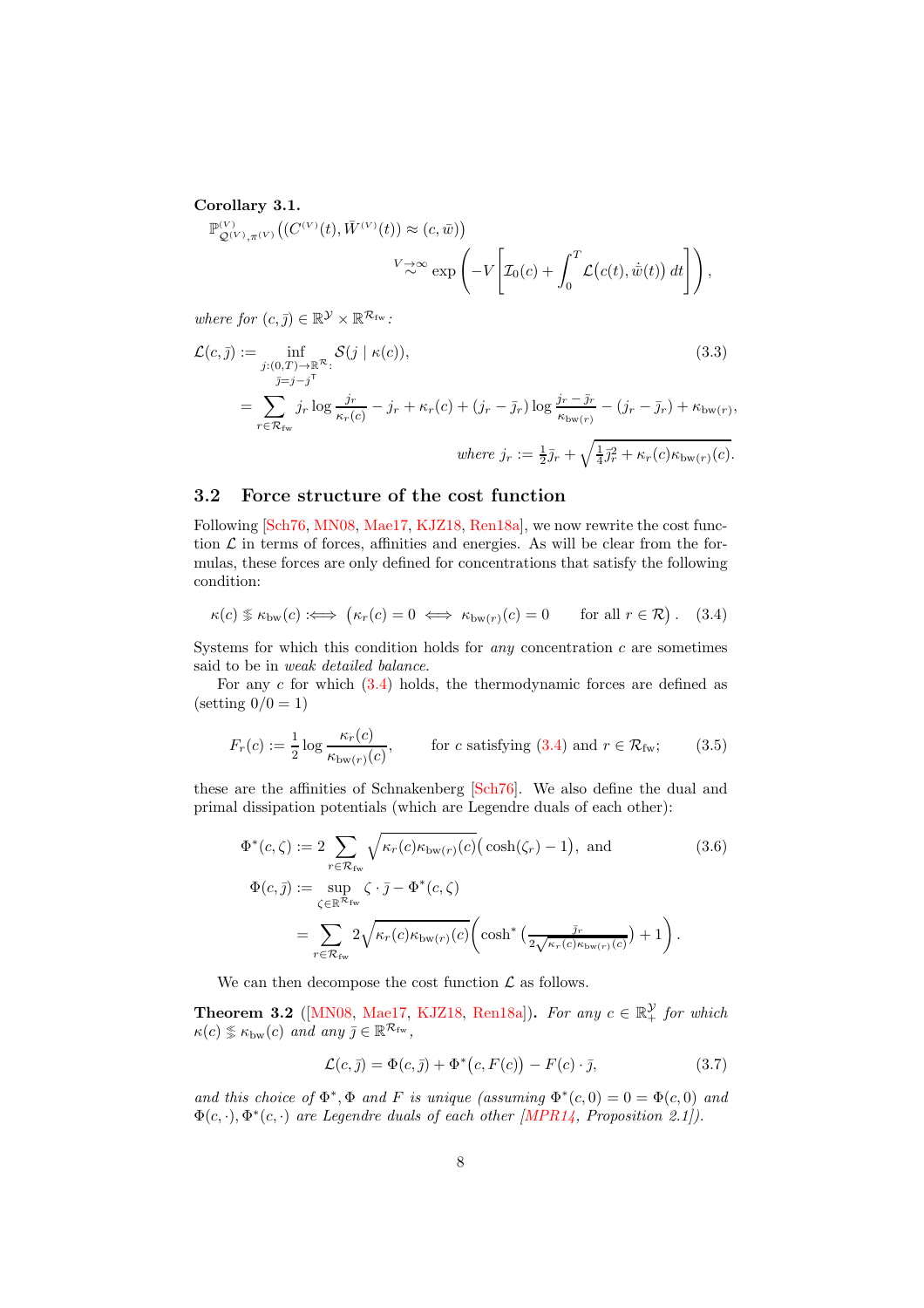**Corollary 3.1.**

$$\mathbb{P}^{(V)}_{\mathcal{Q}^{(V)},\pi^{(V)}}\big((C^{(V)}(t),\bar W^{(V)}(t))\approx(c,\bar w)\big) \overset{V\to\infty}{\sim} \exp\left(-V\left[\mathcal{I}_0(c)+\int_0^T \mathcal{L}\big(c(t),\dot{\bar w}(t)\big)\,dt\right]\right),$$

*where for* $(c,\bar\jmath)\in\mathbb{R}^{\mathcal{Y}}\times\mathbb{R}^{\mathcal{R}_{\mathrm{fw}}}$*:*

$$\begin{aligned}
\mathcal{L}(c,\bar\jmath) &:= \inf_{\substack{j:(0,T)\to\mathbb{R}^{\mathcal{R}}:\\ \bar\jmath=j-j^{\mathsf{T}}}} \mathcal{S}(j\mid\kappa(c)), \qquad (3.3)\\
&= \sum_{r\in\mathcal{R}_{\mathrm{fw}}} j_r\log\frac{j_r}{\kappa_r(c)}-j_r+\kappa_r(c)+(j_r-\bar\jmath_r)\log\frac{j_r-\bar\jmath_r}{\kappa_{\mathrm{bw}(r)}}-(j_r-\bar\jmath_r)+\kappa_{\mathrm{bw}(r)},\\
&\qquad\qquad \textit{where } j_r:=\tfrac12\bar\jmath_r+\sqrt{\tfrac14\bar\jmath_r^2+\kappa_r(c)\kappa_{\mathrm{bw}(r)}(c)}.
\end{aligned}$$

## 3.2 Force structure of the cost function

Following [Sch76, MN08, Mae17, KJZ18, Ren18a], we now rewrite the cost function $\mathcal{L}$ in terms of forces, affinities and energies. As will be clear from the formulas, these forces are only defined for concentrations that satisfy the following condition:

$$\kappa(c)\lessgtr\kappa_{\mathrm{bw}}(c) :\Longleftrightarrow \big(\kappa_r(c)=0 \iff \kappa_{\mathrm{bw}(r)}(c)=0 \qquad \text{for all } r\in\mathcal{R}\big). \qquad (3.4)$$

Systems for which this condition holds for *any* concentration $c$ are sometimes said to be in *weak detailed balance*.

For any $c$ for which (3.4) holds, the thermodynamic forces are defined as (setting $0/0=1$)

$$F_r(c):=\frac12\log\frac{\kappa_r(c)}{\kappa_{\mathrm{bw}(r)}(c)}, \qquad \text{for } c \text{ satisfying (3.4) and } r\in\mathcal{R}_{\mathrm{fw}}; \qquad (3.5)$$

these are the affinities of Schnakenberg [Sch76]. We also define the dual and primal dissipation potentials (which are Legendre duals of each other):

$$\begin{aligned}
\Phi^*(c,\zeta) &:= 2\sum_{r\in\mathcal{R}_{\mathrm{fw}}}\sqrt{\kappa_r(c)\kappa_{\mathrm{bw}(r)}(c)}\big(\cosh(\zeta_r)-1\big), \text{ and} \qquad (3.6)\\
\Phi(c,\bar\jmath) &:= \sup_{\zeta\in\mathbb{R}^{\mathcal{R}_{\mathrm{fw}}}} \zeta\cdot\bar\jmath-\Phi^*(c,\zeta)\\
&= \sum_{r\in\mathcal{R}_{\mathrm{fw}}} 2\sqrt{\kappa_r(c)\kappa_{\mathrm{bw}(r)}(c)}\left(\cosh^*\big(\tfrac{\bar\jmath_r}{2\sqrt{\kappa_r(c)\kappa_{\mathrm{bw}(r)}(c)}}\big)+1\right).
\end{aligned}$$

We can then decompose the cost function $\mathcal{L}$ as follows.

**Theorem 3.2** ([MN08, Mae17, KJZ18, Ren18a])**.** *For any* $c\in\mathbb{R}^{\mathcal{Y}}_+$ *for which* $\kappa(c)\lessgtr\kappa_{\mathrm{bw}}(c)$ *and any* $\bar\jmath\in\mathbb{R}^{\mathcal{R}_{\mathrm{fw}}}$*,*

$$\mathcal{L}(c,\bar\jmath)=\Phi(c,\bar\jmath)+\Phi^*\big(c,F(c)\big)-F(c)\cdot\bar\jmath, \qquad (3.7)$$

*and this choice of* $\Phi^*,\Phi$ *and* $F$ *is unique (assuming* $\Phi^*(c,0)=0=\Phi(c,0)$ *and* $\Phi(c,\cdot),\Phi^*(c,\cdot)$ *are Legendre duals of each other [MPR14, Proposition 2.1]).*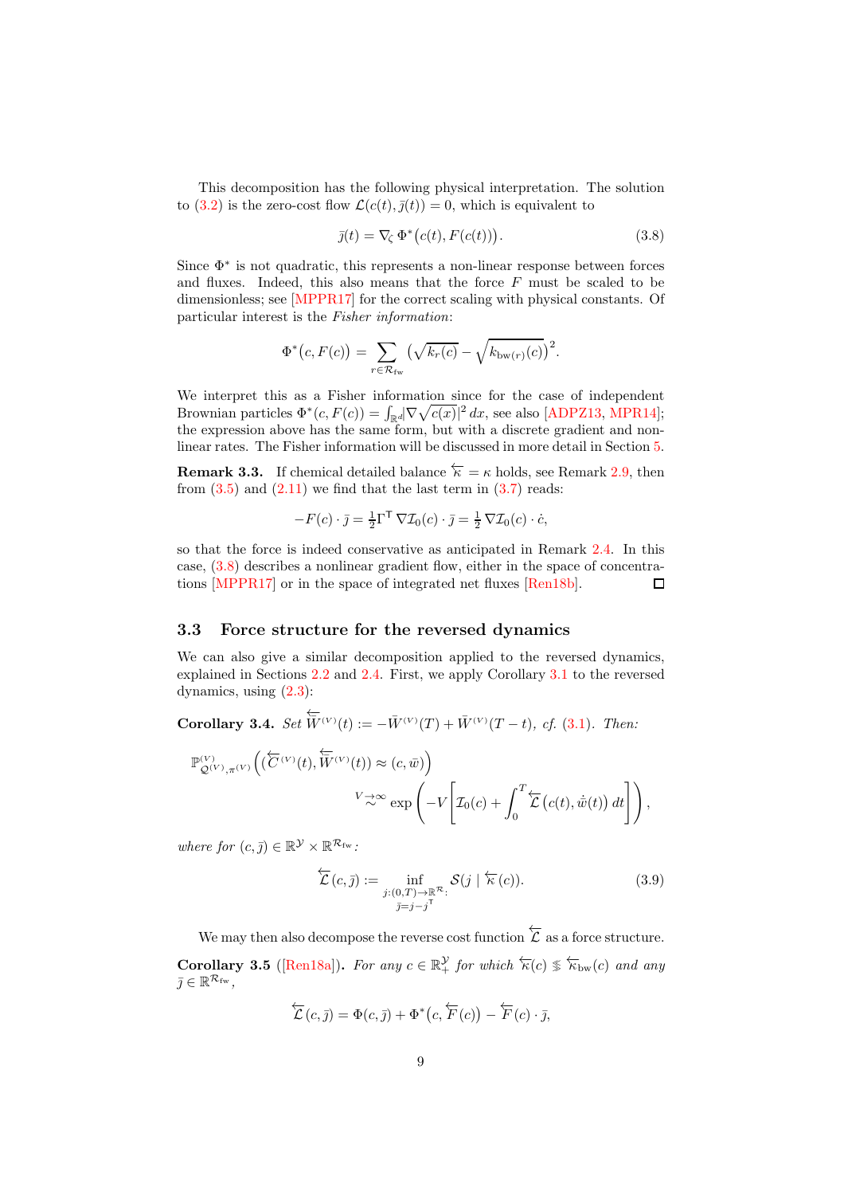This decomposition has the following physical interpretation. The solution to (3.2) is the zero-cost flow $\mathcal{L}(c(t), \bar{\jmath}(t)) = 0$, which is equivalent to

$$\bar{\jmath}(t) = \nabla_\zeta \Phi^*\big(c(t), F(c(t))\big). \tag{3.8}$$

Since $\Phi^*$ is not quadratic, this represents a non-linear response between forces and fluxes. Indeed, this also means that the force $F$ must be scaled to be dimensionless; see [MPPR17] for the correct scaling with physical constants. Of particular interest is the *Fisher information*:

$$\Phi^*\big(c, F(c)\big) = \sum_{r \in \mathcal{R}_{\mathrm{fw}}} \big(\sqrt{k_r(c)} - \sqrt{k_{\mathrm{bw}(r)}(c)}\big)^2.$$

We interpret this as a Fisher information since for the case of independent Brownian particles $\Phi^*(c, F(c)) = \int_{\mathbb{R}^d} |\nabla \sqrt{c(x)}|^2 \, dx$, see also [ADPZ13, MPR14]; the expression above has the same form, but with a discrete gradient and non-linear rates. The Fisher information will be discussed in more detail in Section 5.

**Remark 3.3.** If chemical detailed balance $\overleftarrow{\kappa} = \kappa$ holds, see Remark 2.9, then from (3.5) and (2.11) we find that the last term in (3.7) reads:

$$-F(c) \cdot \bar{\jmath} = \tfrac{1}{2} \Gamma^{\mathsf{T}} \nabla \mathcal{I}_0(c) \cdot \bar{\jmath} = \tfrac{1}{2} \nabla \mathcal{I}_0(c) \cdot \dot{c},$$

so that the force is indeed conservative as anticipated in Remark 2.4. In this case, (3.8) describes a nonlinear gradient flow, either in the space of concentrations [MPPR17] or in the space of integrated net fluxes [Ren18b]. □

### 3.3 Force structure for the reversed dynamics

We can also give a similar decomposition applied to the reversed dynamics, explained in Sections 2.2 and 2.4. First, we apply Corollary 3.1 to the reversed dynamics, using (2.3):

**Corollary 3.4.** *Set $\overleftarrow{\bar{W}}^{(V)}(t) := -\bar{W}^{(V)}(T) + \bar{W}^{(V)}(T - t)$, cf. (3.1). Then:*

$$\mathbb{P}^{(V)}_{\mathcal{Q}^{(V)}, \pi^{(V)}}\Big( \big(\overleftarrow{C}^{(V)}(t), \overleftarrow{\bar{W}}^{(V)}(t)\big) \approx (c, \bar{w}) \Big) \overset{V \to \infty}{\sim} \exp\left( -V \left[ \mathcal{I}_0(c) + \int_0^T \overleftarrow{\mathcal{L}}\big(c(t), \dot{\bar{w}}(t)\big) \, dt \right] \right),$$

*where for $(c, \bar{\jmath}) \in \mathbb{R}^{\mathcal{Y}} \times \mathbb{R}^{\mathcal{R}_{\mathrm{fw}}}$:*

$$\overleftarrow{\mathcal{L}}(c, \bar{\jmath}) := \inf_{\substack{j:(0,T) \to \mathbb{R}^{\mathcal{R}}: \\ \bar{\jmath} = j - j^{\mathsf{T}}}} \mathcal{S}(j \mid \overleftarrow{\kappa}(c)). \tag{3.9}$$

We may then also decompose the reverse cost function $\overleftarrow{\mathcal{L}}$ as a force structure.

**Corollary 3.5** ([Ren18a])**.** *For any $c \in \mathbb{R}^{\mathcal{Y}}_{+}$ for which $\overleftarrow{\kappa}(c) \lesseqgtr \overleftarrow{\kappa}_{\mathrm{bw}}(c)$ and any $\bar{\jmath} \in \mathbb{R}^{\mathcal{R}_{\mathrm{fw}}}$,*

$$\overleftarrow{\mathcal{L}}(c, \bar{\jmath}) = \Phi(c, \bar{\jmath}) + \Phi^*\big(c, \overleftarrow{F}(c)\big) - \overleftarrow{F}(c) \cdot \bar{\jmath},$$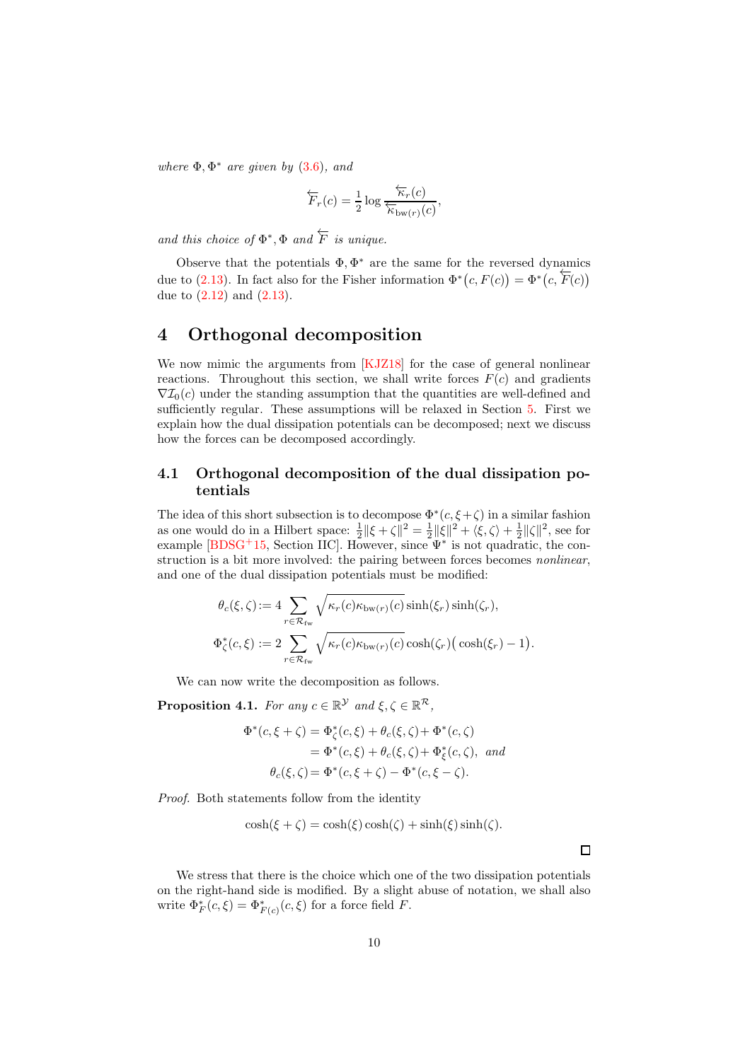*where $\Phi, \Phi^*$ are given by (3.6), and*

$$\overleftarrow{F}_r(c) = \frac{1}{2} \log \frac{\overleftarrow{\kappa}_r(c)}{\overleftarrow{\kappa}_{\mathrm{bw}(r)}(c)},$$

*and this choice of $\Phi^*, \Phi$ and $\overleftarrow{F}$ is unique.*

Observe that the potentials $\Phi, \Phi^*$ are the same for the reversed dynamics due to (2.13). In fact also for the Fisher information $\Phi^*\big(c, F(c)\big) = \Phi^*\big(c, \overleftarrow{F}(c)\big)$ due to (2.12) and (2.13).

# 4 Orthogonal decomposition

We now mimic the arguments from [KJZ18] for the case of general nonlinear reactions. Throughout this section, we shall write forces $F(c)$ and gradients $\nabla \mathcal{I}_0(c)$ under the standing assumption that the quantities are well-defined and sufficiently regular. These assumptions will be relaxed in Section 5. First we explain how the dual dissipation potentials can be decomposed; next we discuss how the forces can be decomposed accordingly.

## 4.1 Orthogonal decomposition of the dual dissipation potentials

The idea of this short subsection is to decompose $\Phi^*(c, \xi+\zeta)$ in a similar fashion as one would do in a Hilbert space: $\frac{1}{2}\|\xi+\zeta\|^2 = \frac{1}{2}\|\xi\|^2 + \langle \xi, \zeta \rangle + \frac{1}{2}\|\zeta\|^2$, see for example [BDSG+15, Section IIC]. However, since $\Psi^*$ is not quadratic, the construction is a bit more involved: the pairing between forces becomes *nonlinear*, and one of the dual dissipation potentials must be modified:

$$\theta_c(\xi, \zeta) := 4 \sum_{r \in \mathcal{R}_{\mathrm{fw}}} \sqrt{\kappa_r(c) \kappa_{\mathrm{bw}(r)}(c)} \sinh(\xi_r) \sinh(\zeta_r),$$

$$\Phi^*_\zeta(c, \xi) := 2 \sum_{r \in \mathcal{R}_{\mathrm{fw}}} \sqrt{\kappa_r(c) \kappa_{\mathrm{bw}(r)}(c)} \cosh(\zeta_r)\big(\cosh(\xi_r) - 1\big).$$

We can now write the decomposition as follows.

**Proposition 4.1.** *For any $c \in \mathbb{R}^{\mathcal{Y}}$ and $\xi, \zeta \in \mathbb{R}^{\mathcal{R}}$,*

$$\begin{aligned}
\Phi^*(c, \xi+\zeta) &= \Phi^*_\zeta(c, \xi) + \theta_c(\xi, \zeta) + \Phi^*(c, \zeta) \\
&= \Phi^*(c, \xi) + \theta_c(\xi, \zeta) + \Phi^*_\xi(c, \zeta), \quad \textit{and} \\
\theta_c(\xi, \zeta) &= \Phi^*(c, \xi+\zeta) - \Phi^*(c, \xi - \zeta).
\end{aligned}$$

*Proof.* Both statements follow from the identity

$$\cosh(\xi+\zeta) = \cosh(\xi)\cosh(\zeta) + \sinh(\xi)\sinh(\zeta).$$

□

We stress that there is the choice which one of the two dissipation potentials on the right-hand side is modified. By a slight abuse of notation, we shall also write $\Phi^*_F(c, \xi) = \Phi^*_{F(c)}(c, \xi)$ for a force field $F$.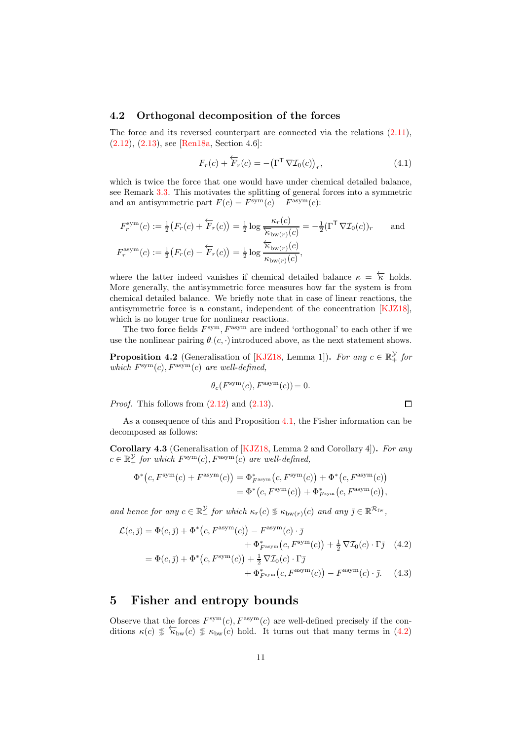## 4.2 Orthogonal decomposition of the forces

The force and its reversed counterpart are connected via the relations (2.11), (2.12), (2.13), see [Ren18a, Section 4.6]:

$$F_r(c) + \overleftarrow{F}_r(c) = -\big(\Gamma^\mathsf{T}\,\nabla\mathcal{I}_0(c)\big)_r, \tag{4.1}$$

which is twice the force that one would have under chemical detailed balance, see Remark 3.3. This motivates the splitting of general forces into a symmetric and an antisymmetric part $F(c) = F^{\mathrm{sym}}(c) + F^{\mathrm{asym}}(c)$:

$$
\begin{aligned}
F^{\mathrm{sym}}_r(c) &:= \tfrac12\big(F_r(c) + \overleftarrow{F}_r(c)\big) = \tfrac12 \log\frac{\kappa_r(c)}{\overleftarrow{\kappa}_{\mathrm{bw}(r)}(c)} = -\tfrac12(\Gamma^\mathsf{T}\,\nabla\mathcal{I}_0(c))_r \qquad \text{and}\\
F^{\mathrm{asym}}_r(c) &:= \tfrac12\big(F_r(c) - \overleftarrow{F}_r(c)\big) = \tfrac12 \log\frac{\overleftarrow{\kappa}_{\mathrm{bw}(r)}(c)}{\kappa_{\mathrm{bw}(r)}(c)},
\end{aligned}
$$

where the latter indeed vanishes if chemical detailed balance $\kappa = \overleftarrow{\kappa}$ holds. More generally, the antisymmetric force measures how far the system is from chemical detailed balance. We briefly note that in case of linear reactions, the antisymmetric force is a constant, independent of the concentration [KJZ18], which is no longer true for nonlinear reactions.

The two force fields $F^{\mathrm{sym}}, F^{\mathrm{asym}}$ are indeed 'orthogonal' to each other if we use the nonlinear pairing $\theta_\cdot(c,\cdot)$ introduced above, as the next statement shows.

**Proposition 4.2** (Generalisation of [KJZ18, Lemma 1])**.** *For any $c \in \mathbb{R}^{\mathcal{Y}}_+$ for which $F^{\mathrm{sym}}(c), F^{\mathrm{asym}}(c)$ are well-defined,*

$$\theta_c\big(F^{\mathrm{sym}}(c), F^{\mathrm{asym}}(c)\big) = 0.$$

*Proof.* This follows from (2.12) and (2.13). □

As a consequence of this and Proposition 4.1, the Fisher information can be decomposed as follows:

**Corollary 4.3** (Generalisation of [KJZ18, Lemma 2 and Corollary 4])**.** *For any $c \in \mathbb{R}^{\mathcal{Y}}_+$ for which $F^{\mathrm{sym}}(c), F^{\mathrm{asym}}(c)$ are well-defined,*

$$
\begin{aligned}
\Phi^*\big(c, F^{\mathrm{sym}}(c) + F^{\mathrm{asym}}(c)\big) &= \Phi^*_{F^{\mathrm{asym}}}\big(c, F^{\mathrm{sym}}(c)\big) + \Phi^*\big(c, F^{\mathrm{asym}}(c)\big)\\
&= \Phi^*\big(c, F^{\mathrm{sym}}(c)\big) + \Phi^*_{F^{\mathrm{sym}}}\big(c, F^{\mathrm{asym}}(c)\big),
\end{aligned}
$$

*and hence for any $c \in \mathbb{R}^{\mathcal{Y}}_+$ for which $\kappa_r(c) \lesseqgtr \kappa_{\mathrm{bw}(r)}(c)$ and any $\bar\jmath \in \mathbb{R}^{\mathcal{R}_{\mathrm{fw}}}$,*

$$
\begin{aligned}
\mathcal{L}(c,\bar\jmath) &= \Phi(c,\bar\jmath) + \Phi^*\big(c, F^{\mathrm{asym}}(c)\big) - F^{\mathrm{asym}}(c)\cdot\bar\jmath\\
&\qquad + \Phi^*_{F^{\mathrm{asym}}}\big(c, F^{\mathrm{sym}}(c)\big) + \tfrac12\,\nabla\mathcal{I}_0(c)\cdot\Gamma\bar\jmath \qquad (4.2)\\
&= \Phi(c,\bar\jmath) + \Phi^*\big(c, F^{\mathrm{sym}}(c)\big) + \tfrac12\,\nabla\mathcal{I}_0(c)\cdot\Gamma\bar\jmath\\
&\qquad + \Phi^*_{F^{\mathrm{sym}}}\big(c, F^{\mathrm{asym}}(c)\big) - F^{\mathrm{asym}}(c)\cdot\bar\jmath. \qquad (4.3)
\end{aligned}
$$

# 5 Fisher and entropy bounds

Observe that the forces $F^{\mathrm{sym}}(c), F^{\mathrm{asym}}(c)$ are well-defined precisely if the conditions $\kappa(c) \lesseqgtr \overleftarrow{\kappa}_{\mathrm{bw}}(c) \lesseqgtr \kappa_{\mathrm{bw}}(c)$ hold. It turns out that many terms in (4.2)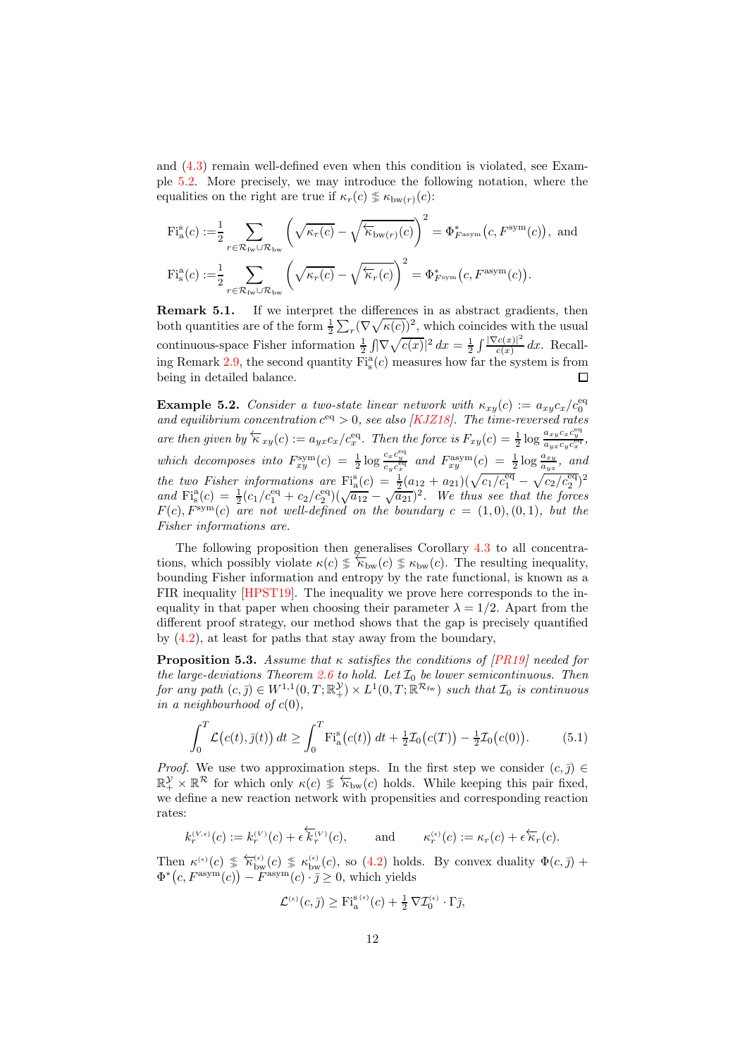and (4.3) remain well-defined even when this condition is violated, see Example 5.2. More precisely, we may introduce the following notation, where the equalities on the right are true if $\kappa_r(c) \lesseqgtr \kappa_{\mathrm{bw}(r)}(c)$:

$$
\begin{aligned}
\mathrm{Fi}^{\mathrm{s}}_{\mathrm{a}}(c) :=& \frac{1}{2} \sum_{r\in\mathcal{R}_{\mathrm{fw}}\cup\mathcal{R}_{\mathrm{bw}}} \left(\sqrt{\kappa_r(c)} - \sqrt{\overleftarrow{\kappa}_{\mathrm{bw}(r)}(c)}\right)^2 = \Phi^*_{F^{\mathrm{asym}}}\big(c, F^{\mathrm{sym}}(c)\big), \text{ and} \\
\mathrm{Fi}^{\mathrm{a}}_{\mathrm{s}}(c) :=& \frac{1}{2} \sum_{r\in\mathcal{R}_{\mathrm{fw}}\cup\mathcal{R}_{\mathrm{bw}}} \left(\sqrt{\kappa_r(c)} - \sqrt{\overleftarrow{\kappa}_r(c)}\right)^2 = \Phi^*_{F^{\mathrm{sym}}}\big(c, F^{\mathrm{asym}}(c)\big).
\end{aligned}
$$

**Remark 5.1.** If we interpret the differences in as abstract gradients, then both quantities are of the form $\frac{1}{2}\sum_r (\nabla\sqrt{\kappa(c)})^2$, which coincides with the usual continuous-space Fisher information $\frac{1}{2}\int |\nabla\sqrt{c(x)}|^2\,dx = \frac{1}{2}\int \frac{|\nabla c(x)|^2}{c(x)}\,dx$. Recalling Remark 2.9, the second quantity $\mathrm{Fi}^{\mathrm{a}}_{\mathrm{s}}(c)$ measures how far the system is from being in detailed balance. □

**Example 5.2.** *Consider a two-state linear network with $\kappa_{xy}(c) := a_{xy}c_x/c^{\mathrm{eq}}_0$ and equilibrium concentration $c^{\mathrm{eq}} > 0$, see also [KJZ18]. The time-reversed rates are then given by $\overleftarrow{\kappa}_{xy}(c) := a_{yx}c_x/c^{\mathrm{eq}}_x$. Then the force is $F_{xy}(c) = \frac{1}{2}\log\frac{a_{xy}c_x c^{\mathrm{eq}}_y}{a_{yx}c_y c^{\mathrm{eq}}_x}$, which decomposes into $F^{\mathrm{sym}}_{xy}(c) = \frac{1}{2}\log\frac{c_x c^{\mathrm{eq}}_y}{c_y c^{\mathrm{eq}}_x}$ and $F^{\mathrm{asym}}_{xy}(c) = \frac{1}{2}\log\frac{a_{xy}}{a_{yx}}$, and the two Fisher informations are $\mathrm{Fi}^{\mathrm{s}}_{\mathrm{a}}(c) = \frac{1}{2}(a_{12}+a_{21})(\sqrt{c_1/c^{\mathrm{eq}}_1} - \sqrt{c_2/c^{\mathrm{eq}}_2})^2$ and $\mathrm{Fi}^{\mathrm{a}}_{\mathrm{s}}(c) = \frac{1}{2}(c_1/c^{\mathrm{eq}}_1 + c_2/c^{\mathrm{eq}}_2)(\sqrt{a_{12}} - \sqrt{a_{21}})^2$. We thus see that the forces $F(c), F^{\mathrm{sym}}(c)$ are not well-defined on the boundary $c = (1,0),(0,1)$, but the Fisher informations are.*

The following proposition then generalises Corollary 4.3 to all concentrations, which possibly violate $\kappa(c) \lesseqgtr \overleftarrow{\kappa}_{\mathrm{bw}}(c) \lesseqgtr \kappa_{\mathrm{bw}}(c)$. The resulting inequality, bounding Fisher information and entropy by the rate functional, is known as a FIR inequality [HPST19]. The inequality we prove here corresponds to the inequality in that paper when choosing their parameter $\lambda = 1/2$. Apart from the different proof strategy, our method shows that the gap is precisely quantified by (4.2), at least for paths that stay away from the boundary,

**Proposition 5.3.** *Assume that $\kappa$ satisfies the conditions of [PR19] needed for the large-deviations Theorem 2.6 to hold. Let $\mathcal{I}_0$ be lower semicontinuous. Then for any path $(c,\bar{\jmath}) \in W^{1,1}(0,T;\mathbb{R}^{\mathcal{Y}}_+) \times L^1(0,T;\mathbb{R}^{\mathcal{R}_{\mathrm{fw}}})$ such that $\mathcal{I}_0$ is continuous in a neighbourhood of $c(0)$,*

$$
\int_0^T \mathcal{L}\big(c(t),\bar{\jmath}(t)\big)\,dt \geq \int_0^T \mathrm{Fi}^{\mathrm{s}}_{\mathrm{a}}\big(c(t)\big)\,dt + \tfrac{1}{2}\mathcal{I}_0\big(c(T)\big) - \tfrac{1}{2}\mathcal{I}_0\big(c(0)\big). \tag{5.1}
$$

*Proof.* We use two approximation steps. In the first step we consider $(c,\bar{\jmath}) \in \mathbb{R}^{\mathcal{Y}}_+ \times \mathbb{R}^{\mathcal{R}}$ for which only $\kappa(c) \lesseqgtr \overleftarrow{\kappa}_{\mathrm{bw}}(c)$ holds. While keeping this pair fixed, we define a new reaction network with propensities and corresponding reaction rates:

$$
k^{(V,\epsilon)}_r(c) := k^{(V)}_r(c) + \epsilon\,\overleftarrow{k}^{(V)}_r(c), \qquad \text{and} \qquad \kappa^{(\epsilon)}_r(c) := \kappa_r(c) + \epsilon\,\overleftarrow{\kappa}_r(c).
$$

Then $\kappa^{(\epsilon)}(c) \lesseqgtr \overleftarrow{\kappa}^{(\epsilon)}_{\mathrm{bw}}(c) \lesseqgtr \kappa^{(\epsilon)}_{\mathrm{bw}}(c)$, so (4.2) holds. By convex duality $\Phi(c,\bar{\jmath}) + \Phi^*\big(c, F^{\mathrm{asym}}(c)\big) - F^{\mathrm{asym}}(c)\cdot\bar{\jmath} \geq 0$, which yields

$$
\mathcal{L}^{(\epsilon)}(c,\bar{\jmath}) \geq \mathrm{Fi}^{\mathrm{s}\,(\epsilon)}_{\mathrm{a}}(c) + \tfrac{1}{2}\nabla\mathcal{I}^{(\epsilon)}_0 \cdot \Gamma\bar{\jmath},
$$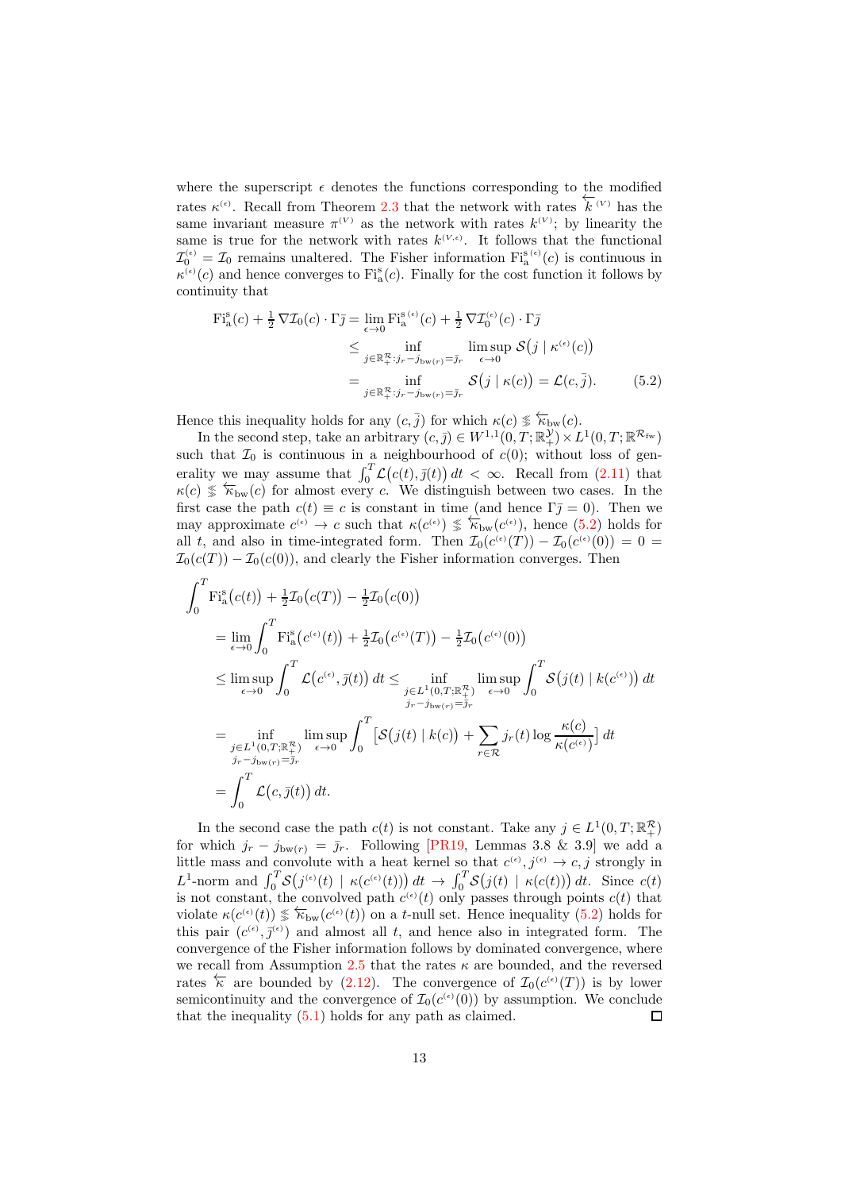where the superscript $\epsilon$ denotes the functions corresponding to the modified rates $\kappa^{(\epsilon)}$. Recall from Theorem 2.3 that the network with rates $\overleftarrow{k}^{(V)}$ has the same invariant measure $\pi^{(V)}$ as the network with rates $k^{(V)}$; by linearity the same is true for the network with rates $k^{(V,\epsilon)}$. It follows that the functional $\mathcal{I}_0^{(\epsilon)} = \mathcal{I}_0$ remains unaltered. The Fisher information $\mathrm{Fi}_{\mathrm{a}}^{\mathrm{s}\,(\epsilon)}(c)$ is continuous in $\kappa^{(\epsilon)}(c)$ and hence converges to $\mathrm{Fi}_{\mathrm{a}}^{\mathrm{s}}(c)$. Finally for the cost function it follows by continuity that

$$
\begin{aligned}
\mathrm{Fi}_{\mathrm{a}}^{\mathrm{s}}(c) + \tfrac{1}{2}\,\nabla\mathcal{I}_0(c)\cdot\Gamma\bar{\jmath} &= \lim_{\epsilon\to 0} \mathrm{Fi}_{\mathrm{a}}^{\mathrm{s}\,(\epsilon)}(c) + \tfrac{1}{2}\,\nabla\mathcal{I}_0^{(\epsilon)}(c)\cdot\Gamma\bar{\jmath} \\
&\leq \inf_{j\in\mathbb{R}_+^{\mathcal{R}}:\, j_r - j_{\mathrm{bw}(r)} = \bar{\jmath}_r} \ \limsup_{\epsilon\to 0}\ \mathcal{S}\big(j \mid \kappa^{(\epsilon)}(c)\big) \\
&= \inf_{j\in\mathbb{R}_+^{\mathcal{R}}:\, j_r - j_{\mathrm{bw}(r)} = \bar{\jmath}_r} \mathcal{S}\big(j \mid \kappa(c)\big) = \mathcal{L}(c,\bar{\jmath}). \qquad (5.2)
\end{aligned}
$$

Hence this inequality holds for any $(c,\bar{\jmath})$ for which $\kappa(c) \lessgtr \overleftarrow{\kappa}_{\mathrm{bw}}(c)$.

In the second step, take an arbitrary $(c,\bar{\jmath}) \in W^{1,1}(0,T;\mathbb{R}_+^{\mathcal{Y}}) \times L^1(0,T;\mathbb{R}^{\mathcal{R}_{\mathrm{fw}}})$ such that $\mathcal{I}_0$ is continuous in a neighbourhood of $c(0)$; without loss of generality we may assume that $\int_0^T \mathcal{L}\big(c(t),\bar{\jmath}(t)\big)\,dt < \infty$. Recall from (2.11) that $\kappa(c) \lessgtr \overleftarrow{\kappa}_{\mathrm{bw}}(c)$ for almost every $c$. We distinguish between two cases. In the first case the path $c(t)\equiv c$ is constant in time (and hence $\Gamma\bar{\jmath} = 0$). Then we may approximate $c^{(\epsilon)} \to c$ such that $\kappa(c^{(\epsilon)}) \lessgtr \overleftarrow{\kappa}_{\mathrm{bw}}(c^{(\epsilon)})$, hence (5.2) holds for all $t$, and also in time-integrated form. Then $\mathcal{I}_0(c^{(\epsilon)}(T)) - \mathcal{I}_0(c^{(\epsilon)}(0)) = 0 = \mathcal{I}_0(c(T)) - \mathcal{I}_0(c(0))$, and clearly the Fisher information converges. Then

$$
\begin{aligned}
&\int_0^T \mathrm{Fi}_{\mathrm{a}}^{\mathrm{s}}\big(c(t)\big) + \tfrac{1}{2}\mathcal{I}_0\big(c(T)\big) - \tfrac{1}{2}\mathcal{I}_0\big(c(0)\big) \\
&\quad = \lim_{\epsilon\to 0} \int_0^T \mathrm{Fi}_{\mathrm{a}}^{\mathrm{s}}\big(c^{(\epsilon)}(t)\big) + \tfrac{1}{2}\mathcal{I}_0\big(c^{(\epsilon)}(T)\big) - \tfrac{1}{2}\mathcal{I}_0\big(c^{(\epsilon)}(0)\big) \\
&\quad \leq \limsup_{\epsilon\to 0} \int_0^T \mathcal{L}\big(c^{(\epsilon)},\bar{\jmath}(t)\big)\,dt \leq \inf_{\substack{j\in L^1(0,T;\mathbb{R}_+^{\mathcal{R}})\\ j_r - j_{\mathrm{bw}(r)} = \bar{\jmath}_r}} \ \limsup_{\epsilon\to 0} \int_0^T \mathcal{S}\big(j(t) \mid k(c^{(\epsilon)})\big)\,dt \\
&\quad = \inf_{\substack{j\in L^1(0,T;\mathbb{R}_+^{\mathcal{R}})\\ j_r - j_{\mathrm{bw}(r)} = \bar{\jmath}_r}} \ \limsup_{\epsilon\to 0} \int_0^T \Big[\mathcal{S}\big(j(t) \mid k(c)\big) + \sum_{r\in\mathcal{R}} j_r(t)\log\frac{\kappa(c)}{\kappa(c^{(\epsilon)})}\Big]\,dt \\
&\quad = \int_0^T \mathcal{L}\big(c,\bar{\jmath}(t)\big)\,dt.
\end{aligned}
$$

In the second case the path $c(t)$ is not constant. Take any $j \in L^1(0,T;\mathbb{R}_+^{\mathcal{R}})$ for which $j_r - j_{\mathrm{bw}(r)} = \bar{\jmath}_r$. Following [PR19, Lemmas 3.8 & 3.9] we add a little mass and convolute with a heat kernel so that $c^{(\epsilon)}, j^{(\epsilon)} \to c, j$ strongly in $L^1$-norm and $\int_0^T \mathcal{S}\big(j^{(\epsilon)}(t) \mid \kappa(c^{(\epsilon)}(t))\big)\,dt \to \int_0^T \mathcal{S}\big(j(t) \mid \kappa(c(t))\big)\,dt$. Since $c(t)$ is not constant, the convolved path $c^{(\epsilon)}(t)$ only passes through points $c(t)$ that violate $\kappa(c^{(\epsilon)}(t)) \lessgtr \overleftarrow{\kappa}_{\mathrm{bw}}(c^{(\epsilon)}(t))$ on a $t$-null set. Hence inequality (5.2) holds for this pair $(c^{(\epsilon)},\bar{\jmath}^{(\epsilon)})$ and almost all $t$, and hence also in integrated form. The convergence of the Fisher information follows by dominated convergence, where we recall from Assumption 2.5 that the rates $\kappa$ are bounded, and the reversed rates $\overleftarrow{\kappa}$ are bounded by (2.12). The convergence of $\mathcal{I}_0(c^{(\epsilon)}(T))$ is by lower semicontinuity and the convergence of $\mathcal{I}_0(c^{(\epsilon)}(0))$ by assumption. We conclude that the inequality (5.1) holds for any path as claimed. $\square$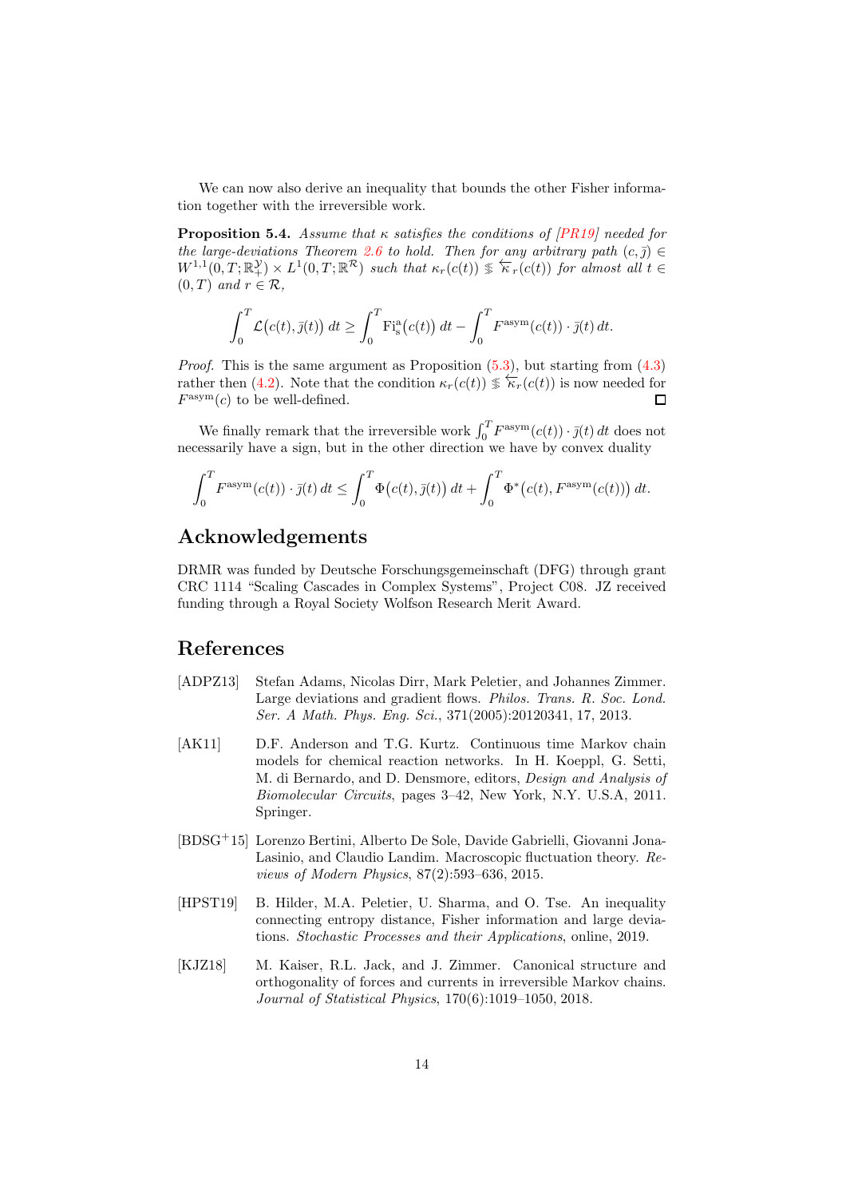We can now also derive an inequality that bounds the other Fisher information together with the irreversible work.

**Proposition 5.4.** *Assume that $\kappa$ satisfies the conditions of [PR19] needed for the large-deviations Theorem 2.6 to hold. Then for any arbitrary path $(c, \bar{\jmath}) \in W^{1,1}(0,T;\mathbb{R}^{\mathcal{Y}}_+) \times L^1(0,T;\mathbb{R}^{\mathcal{R}})$ such that $\kappa_r(c(t)) \lessgtr \overleftarrow{\kappa}_r(c(t))$ for almost all $t \in (0,T)$ and $r \in \mathcal{R}$,*

$$\int_0^T \mathcal{L}\big(c(t), \bar{\jmath}(t)\big)\,dt \geq \int_0^T \mathrm{Fi}^{\mathrm{a}}_{\mathrm{s}}\big(c(t)\big)\,dt - \int_0^T F^{\mathrm{asym}}(c(t)) \cdot \bar{\jmath}(t)\,dt.$$

*Proof.* This is the same argument as Proposition (5.3), but starting from (4.3) rather then (4.2). Note that the condition $\kappa_r(c(t)) \lessgtr \overleftarrow{\kappa}_r(c(t))$ is now needed for $F^{\mathrm{asym}}(c)$ to be well-defined. $\square$

We finally remark that the irreversible work $\int_0^T F^{\mathrm{asym}}(c(t)) \cdot \bar{\jmath}(t)\,dt$ does not necessarily have a sign, but in the other direction we have by convex duality

$$\int_0^T F^{\mathrm{asym}}(c(t)) \cdot \bar{\jmath}(t)\,dt \leq \int_0^T \Phi\big(c(t), \bar{\jmath}(t)\big)\,dt + \int_0^T \Phi^*\big(c(t), F^{\mathrm{asym}}(c(t))\big)\,dt.$$

## Acknowledgements

DRMR was funded by Deutsche Forschungsgemeinschaft (DFG) through grant CRC 1114 "Scaling Cascades in Complex Systems", Project C08. JZ received funding through a Royal Society Wolfson Research Merit Award.

## References

[ADPZ13] Stefan Adams, Nicolas Dirr, Mark Peletier, and Johannes Zimmer. Large deviations and gradient flows. *Philos. Trans. R. Soc. Lond. Ser. A Math. Phys. Eng. Sci.*, 371(2005):20120341, 17, 2013.

[AK11] D.F. Anderson and T.G. Kurtz. Continuous time Markov chain models for chemical reaction networks. In H. Koeppl, G. Setti, M. di Bernardo, and D. Densmore, editors, *Design and Analysis of Biomolecular Circuits*, pages 3–42, New York, N.Y. U.S.A, 2011. Springer.

[BDSG+15] Lorenzo Bertini, Alberto De Sole, Davide Gabrielli, Giovanni Jona-Lasinio, and Claudio Landim. Macroscopic fluctuation theory. *Reviews of Modern Physics*, 87(2):593–636, 2015.

[HPST19] B. Hilder, M.A. Peletier, U. Sharma, and O. Tse. An inequality connecting entropy distance, Fisher information and large deviations. *Stochastic Processes and their Applications*, online, 2019.

[KJZ18] M. Kaiser, R.L. Jack, and J. Zimmer. Canonical structure and orthogonality of forces and currents in irreversible Markov chains. *Journal of Statistical Physics*, 170(6):1019–1050, 2018.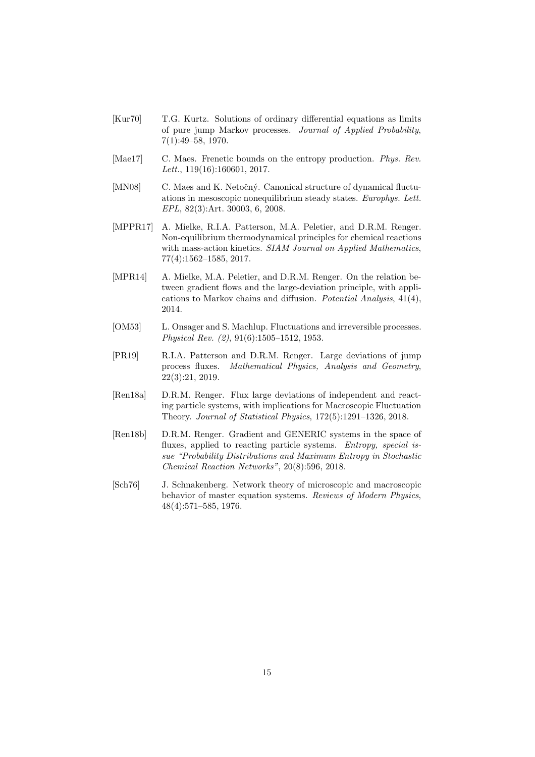[Kur70] T.G. Kurtz. Solutions of ordinary differential equations as limits of pure jump Markov processes. *Journal of Applied Probability*, 7(1):49–58, 1970.

[Mae17] C. Maes. Frenetic bounds on the entropy production. *Phys. Rev. Lett.*, 119(16):160601, 2017.

[MN08] C. Maes and K. Netočný. Canonical structure of dynamical fluctuations in mesoscopic nonequilibrium steady states. *Europhys. Lett. EPL*, 82(3):Art. 30003, 6, 2008.

[MPPR17] A. Mielke, R.I.A. Patterson, M.A. Peletier, and D.R.M. Renger. Non-equilibrium thermodynamical principles for chemical reactions with mass-action kinetics. *SIAM Journal on Applied Mathematics*, 77(4):1562–1585, 2017.

[MPR14] A. Mielke, M.A. Peletier, and D.R.M. Renger. On the relation between gradient flows and the large-deviation principle, with applications to Markov chains and diffusion. *Potential Analysis*, 41(4), 2014.

[OM53] L. Onsager and S. Machlup. Fluctuations and irreversible processes. *Physical Rev. (2)*, 91(6):1505–1512, 1953.

[PR19] R.I.A. Patterson and D.R.M. Renger. Large deviations of jump process fluxes. *Mathematical Physics, Analysis and Geometry*, 22(3):21, 2019.

[Ren18a] D.R.M. Renger. Flux large deviations of independent and reacting particle systems, with implications for Macroscopic Fluctuation Theory. *Journal of Statistical Physics*, 172(5):1291–1326, 2018.

[Ren18b] D.R.M. Renger. Gradient and GENERIC systems in the space of fluxes, applied to reacting particle systems. *Entropy, special issue "Probability Distributions and Maximum Entropy in Stochastic Chemical Reaction Networks"*, 20(8):596, 2018.

[Sch76] J. Schnakenberg. Network theory of microscopic and macroscopic behavior of master equation systems. *Reviews of Modern Physics*, 48(4):571–585, 1976.